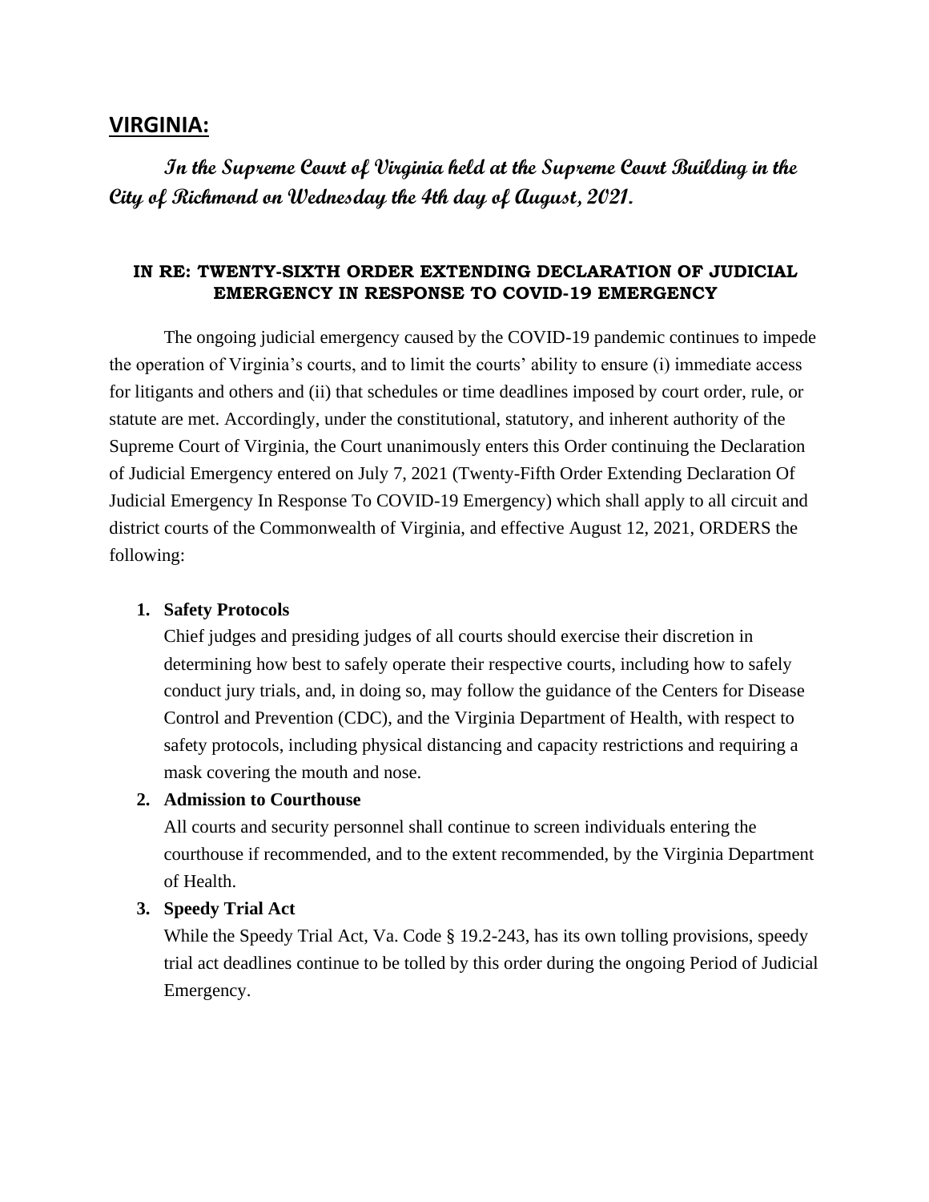## **VIRGINIA:**

***In the Supreme Court of Virginia held at the Supreme Court Building in the City of Richmond on Wednesday the 4th day of August, 2021.***

**IN RE: TWENTY-SIXTH ORDER EXTENDING DECLARATION OF JUDICIAL EMERGENCY IN RESPONSE TO COVID-19 EMERGENCY**

The ongoing judicial emergency caused by the COVID-19 pandemic continues to impede the operation of Virginia's courts, and to limit the courts' ability to ensure (i) immediate access for litigants and others and (ii) that schedules or time deadlines imposed by court order, rule, or statute are met. Accordingly, under the constitutional, statutory, and inherent authority of the Supreme Court of Virginia, the Court unanimously enters this Order continuing the Declaration of Judicial Emergency entered on July 7, 2021 (Twenty-Fifth Order Extending Declaration Of Judicial Emergency In Response To COVID-19 Emergency) which shall apply to all circuit and district courts of the Commonwealth of Virginia, and effective August 12, 2021, ORDERS the following:

1. **Safety Protocols**
   Chief judges and presiding judges of all courts should exercise their discretion in determining how best to safely operate their respective courts, including how to safely conduct jury trials, and, in doing so, may follow the guidance of the Centers for Disease Control and Prevention (CDC), and the Virginia Department of Health, with respect to safety protocols, including physical distancing and capacity restrictions and requiring a mask covering the mouth and nose.
2. **Admission to Courthouse**
   All courts and security personnel shall continue to screen individuals entering the courthouse if recommended, and to the extent recommended, by the Virginia Department of Health.
3. **Speedy Trial Act**
   While the Speedy Trial Act, Va. Code § 19.2-243, has its own tolling provisions, speedy trial act deadlines continue to be tolled by this order during the ongoing Period of Judicial Emergency.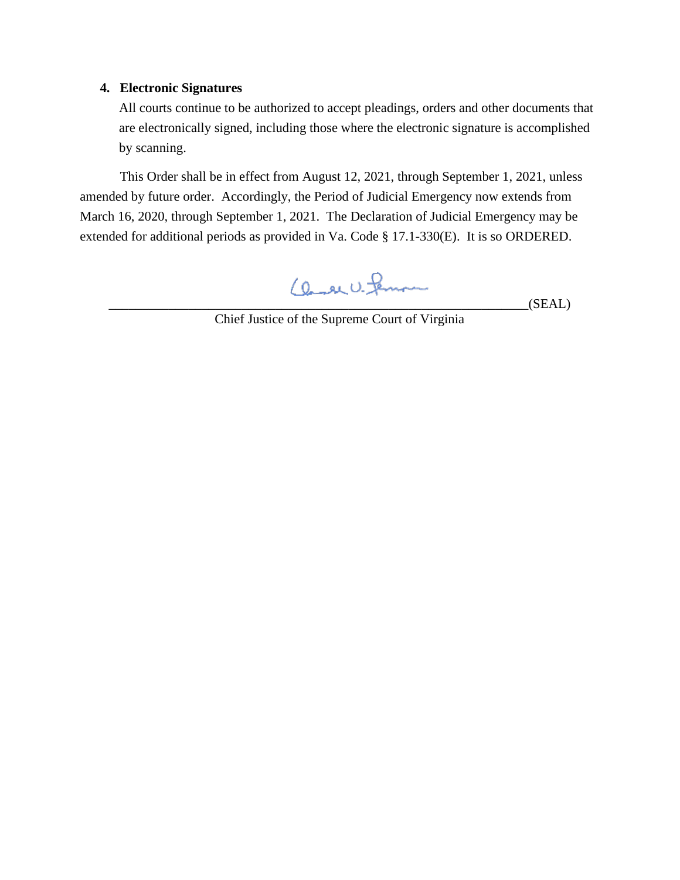4. **Electronic Signatures**

   All courts continue to be authorized to accept pleadings, orders and other documents that are electronically signed, including those where the electronic signature is accomplished by scanning.

This Order shall be in effect from August 12, 2021, through September 1, 2021, unless amended by future order. Accordingly, the Period of Judicial Emergency now extends from March 16, 2020, through September 1, 2021. The Declaration of Judicial Emergency may be extended for additional periods as provided in Va. Code § 17.1-330(E). It is so ORDERED.

_______________________________________________(SEAL)

Chief Justice of the Supreme Court of Virginia